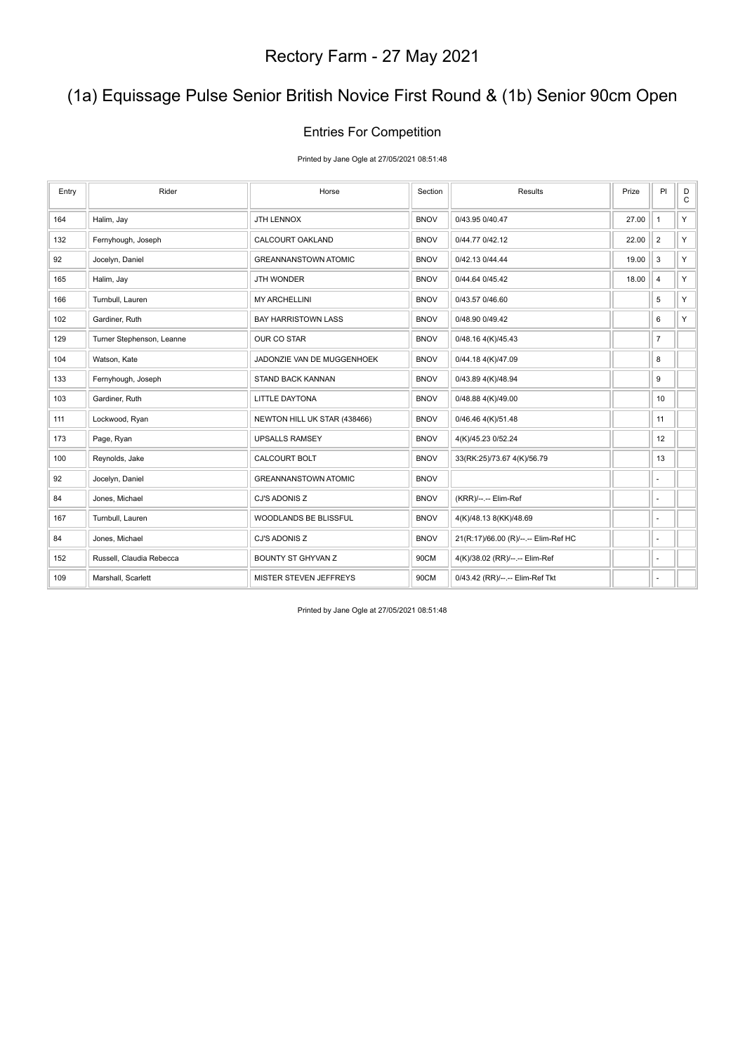# Rectory Farm - 27 May 2021

## (1a) Equissage Pulse Senior British Novice First Round & (1b) Senior 90cm Open

### Entries For Competition

Printed by Jane Ogle at 27/05/2021 08:51:48

| Entry | Rider | Horse | Section | Results | Prize | Pl | DC |
|---|---|---|---|---|---|---|---|
| 164 | Halim, Jay | JTH LENNOX | BNOV | 0/43.95 0/40.47 | 27.00 | 1 | Y |
| 132 | Fernyhough, Joseph | CALCOURT OAKLAND | BNOV | 0/44.77 0/42.12 | 22.00 | 2 | Y |
| 92 | Jocelyn, Daniel | GREANNANSTOWN ATOMIC | BNOV | 0/42.13 0/44.44 | 19.00 | 3 | Y |
| 165 | Halim, Jay | JTH WONDER | BNOV | 0/44.64 0/45.42 | 18.00 | 4 | Y |
| 166 | Turnbull, Lauren | MY ARCHELLINI | BNOV | 0/43.57 0/46.60 | | 5 | Y |
| 102 | Gardiner, Ruth | BAY HARRISTOWN LASS | BNOV | 0/48.90 0/49.42 | | 6 | Y |
| 129 | Turner Stephenson, Leanne | OUR CO STAR | BNOV | 0/48.16 4(K)/45.43 | | 7 | |
| 104 | Watson, Kate | JADONZIE VAN DE MUGGENHOEK | BNOV | 0/44.18 4(K)/47.09 | | 8 | |
| 133 | Fernyhough, Joseph | STAND BACK KANNAN | BNOV | 0/43.89 4(K)/48.94 | | 9 | |
| 103 | Gardiner, Ruth | LITTLE DAYTONA | BNOV | 0/48.88 4(K)/49.00 | | 10 | |
| 111 | Lockwood, Ryan | NEWTON HILL UK STAR (438466) | BNOV | 0/46.46 4(K)/51.48 | | 11 | |
| 173 | Page, Ryan | UPSALLS RAMSEY | BNOV | 4(K)/45.23 0/52.24 | | 12 | |
| 100 | Reynolds, Jake | CALCOURT BOLT | BNOV | 33(RK:25)/73.67 4(K)/56.79 | | 13 | |
| 92 | Jocelyn, Daniel | GREANNANSTOWN ATOMIC | BNOV | | | - | |
| 84 | Jones, Michael | CJ'S ADONIS Z | BNOV | (KRR)/--.-- Elim-Ref | | - | |
| 167 | Turnbull, Lauren | WOODLANDS BE BLISSFUL | BNOV | 4(K)/48.13 8(KK)/48.69 | | - | |
| 84 | Jones, Michael | CJ'S ADONIS Z | BNOV | 21(R:17)/66.00 (R)/--.-- Elim-Ref HC | | - | |
| 152 | Russell, Claudia Rebecca | BOUNTY ST GHYVAN Z | 90CM | 4(K)/38.02 (RR)/--.-- Elim-Ref | | - | |
| 109 | Marshall, Scarlett | MISTER STEVEN JEFFREYS | 90CM | 0/43.42 (RR)/--.-- Elim-Ref Tkt | | - | |

Printed by Jane Ogle at 27/05/2021 08:51:48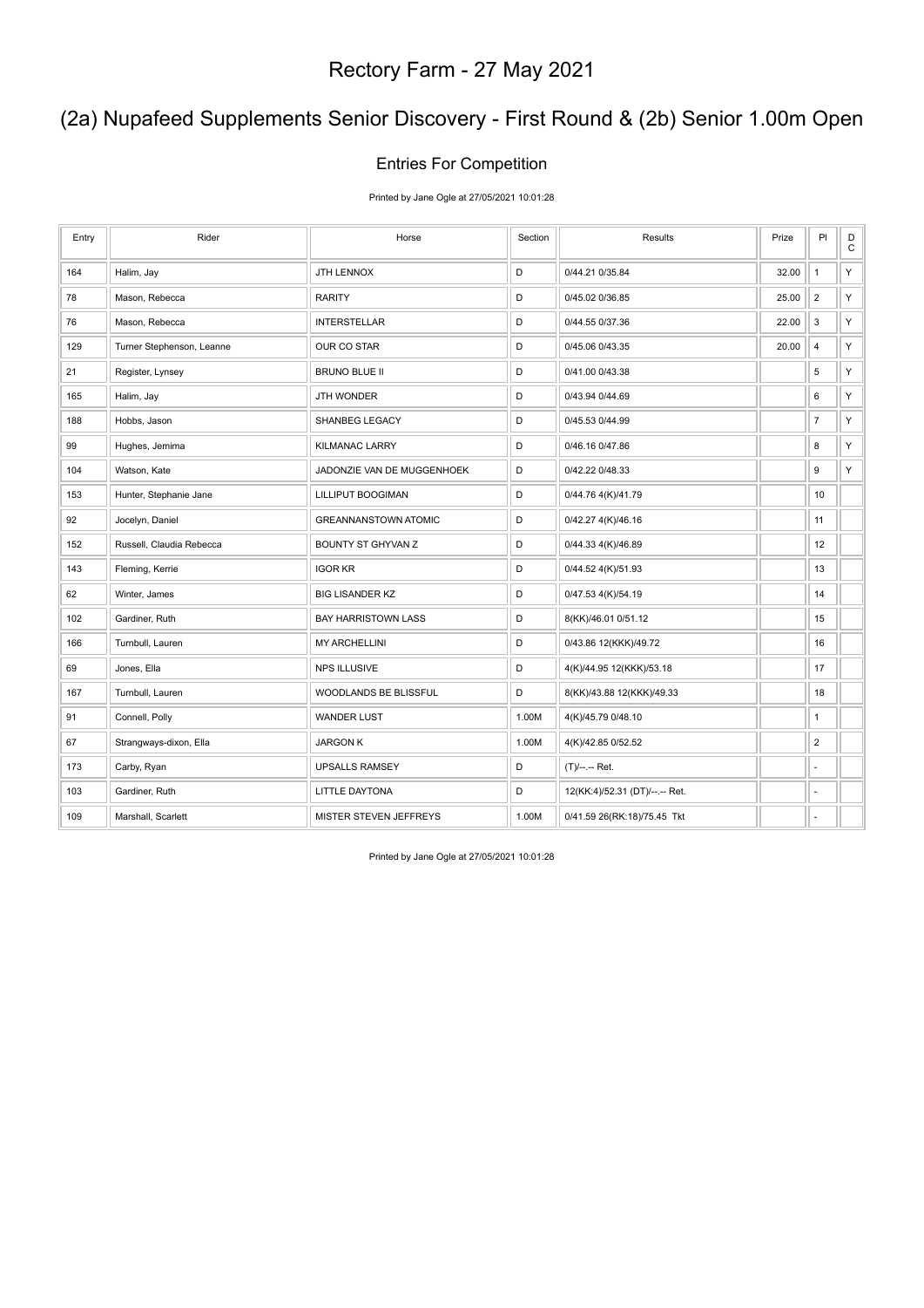# Rectory Farm - 27 May 2021

## (2a) Nupafeed Supplements Senior Discovery - First Round & (2b) Senior 1.00m Open

### Entries For Competition

Printed by Jane Ogle at 27/05/2021 10:01:28

| Entry | Rider | Horse | Section | Results | Prize | Pl | DC |
|---|---|---|---|---|---|---|---|
| 164 | Halim, Jay | JTH LENNOX | D | 0/44.21 0/35.84 | 32.00 | 1 | Y |
| 78 | Mason, Rebecca | RARITY | D | 0/45.02 0/36.85 | 25.00 | 2 | Y |
| 76 | Mason, Rebecca | INTERSTELLAR | D | 0/44.55 0/37.36 | 22.00 | 3 | Y |
| 129 | Turner Stephenson, Leanne | OUR CO STAR | D | 0/45.06 0/43.35 | 20.00 | 4 | Y |
| 21 | Register, Lynsey | BRUNO BLUE II | D | 0/41.00 0/43.38 | | 5 | Y |
| 165 | Halim, Jay | JTH WONDER | D | 0/43.94 0/44.69 | | 6 | Y |
| 188 | Hobbs, Jason | SHANBEG LEGACY | D | 0/45.53 0/44.99 | | 7 | Y |
| 99 | Hughes, Jemima | KILMANAC LARRY | D | 0/46.16 0/47.86 | | 8 | Y |
| 104 | Watson, Kate | JADONZIE VAN DE MUGGENHOEK | D | 0/42.22 0/48.33 | | 9 | Y |
| 153 | Hunter, Stephanie Jane | LILLIPUT BOOGIMAN | D | 0/44.76 4(K)/41.79 | | 10 | |
| 92 | Jocelyn, Daniel | GREANNANSTOWN ATOMIC | D | 0/42.27 4(K)/46.16 | | 11 | |
| 152 | Russell, Claudia Rebecca | BOUNTY ST GHYVAN Z | D | 0/44.33 4(K)/46.89 | | 12 | |
| 143 | Fleming, Kerrie | IGOR KR | D | 0/44.52 4(K)/51.93 | | 13 | |
| 62 | Winter, James | BIG LISANDER KZ | D | 0/47.53 4(K)/54.19 | | 14 | |
| 102 | Gardiner, Ruth | BAY HARRISTOWN LASS | D | 8(KK)/46.01 0/51.12 | | 15 | |
| 166 | Turnbull, Lauren | MY ARCHELLINI | D | 0/43.86 12(KKK)/49.72 | | 16 | |
| 69 | Jones, Ella | NPS ILLUSIVE | D | 4(K)/44.95 12(KKK)/53.18 | | 17 | |
| 167 | Turnbull, Lauren | WOODLANDS BE BLISSFUL | D | 8(KK)/43.88 12(KKK)/49.33 | | 18 | |
| 91 | Connell, Polly | WANDER LUST | 1.00M | 4(K)/45.79 0/48.10 | | 1 | |
| 67 | Strangways-dixon, Ella | JARGON K | 1.00M | 4(K)/42.85 0/52.52 | | 2 | |
| 173 | Carby, Ryan | UPSALLS RAMSEY | D | (T)/--.-- Ret. | | - | |
| 103 | Gardiner, Ruth | LITTLE DAYTONA | D | 12(KK:4)/52.31 (DT)/--.-- Ret. | | - | |
| 109 | Marshall, Scarlett | MISTER STEVEN JEFFREYS | 1.00M | 0/41.59 26(RK:18)/75.45 Tkt | | - | |

Printed by Jane Ogle at 27/05/2021 10:01:28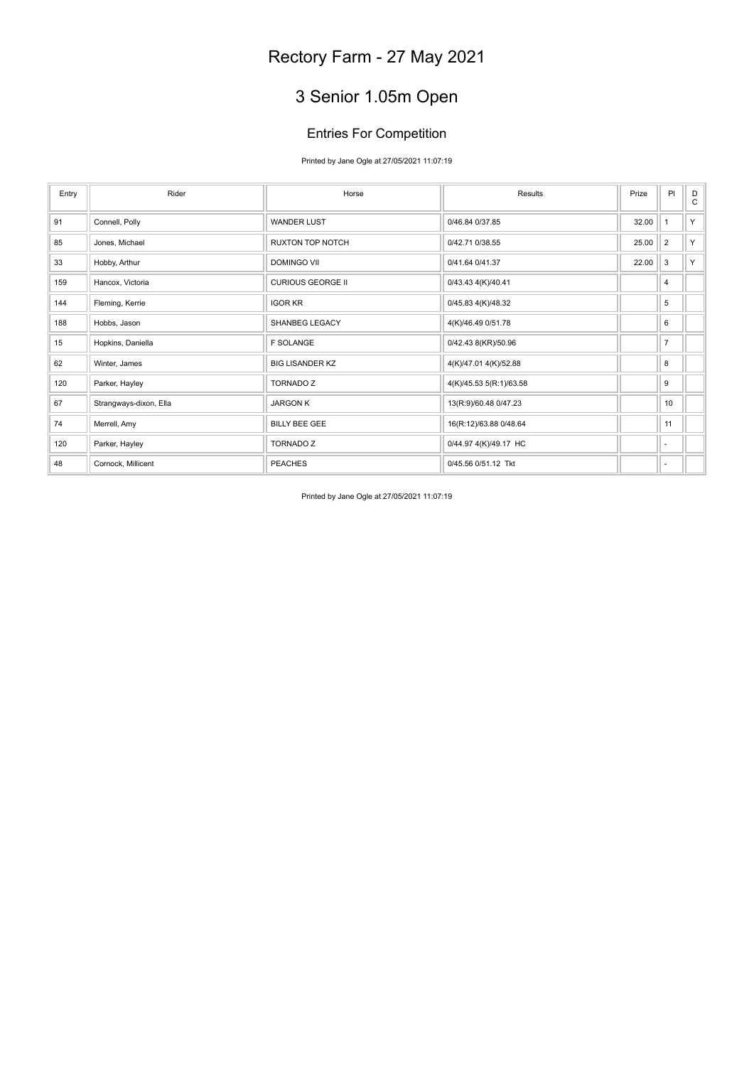# Rectory Farm - 27 May 2021

## 3 Senior 1.05m Open

### Entries For Competition

Printed by Jane Ogle at 27/05/2021 11:07:19

| Entry | Rider | Horse | Results | Prize | Pl | DC |
|---|---|---|---|---|---|---|
| 91 | Connell, Polly | WANDER LUST | 0/46.84 0/37.85 | 32.00 | 1 | Y |
| 85 | Jones, Michael | RUXTON TOP NOTCH | 0/42.71 0/38.55 | 25.00 | 2 | Y |
| 33 | Hobby, Arthur | DOMINGO VII | 0/41.64 0/41.37 | 22.00 | 3 | Y |
| 159 | Hancox, Victoria | CURIOUS GEORGE II | 0/43.43 4(K)/40.41 | | 4 | |
| 144 | Fleming, Kerrie | IGOR KR | 0/45.83 4(K)/48.32 | | 5 | |
| 188 | Hobbs, Jason | SHANBEG LEGACY | 4(K)/46.49 0/51.78 | | 6 | |
| 15 | Hopkins, Daniella | F SOLANGE | 0/42.43 8(KR)/50.96 | | 7 | |
| 62 | Winter, James | BIG LISANDER KZ | 4(K)/47.01 4(K)/52.88 | | 8 | |
| 120 | Parker, Hayley | TORNADO Z | 4(K)/45.53 5(R:1)/63.58 | | 9 | |
| 67 | Strangways-dixon, Ella | JARGON K | 13(R:9)/60.48 0/47.23 | | 10 | |
| 74 | Merrell, Amy | BILLY BEE GEE | 16(R:12)/63.88 0/48.64 | | 11 | |
| 120 | Parker, Hayley | TORNADO Z | 0/44.97 4(K)/49.17 HC | | - | |
| 48 | Cornock, Millicent | PEACHES | 0/45.56 0/51.12 Tkt | | - | |

Printed by Jane Ogle at 27/05/2021 11:07:19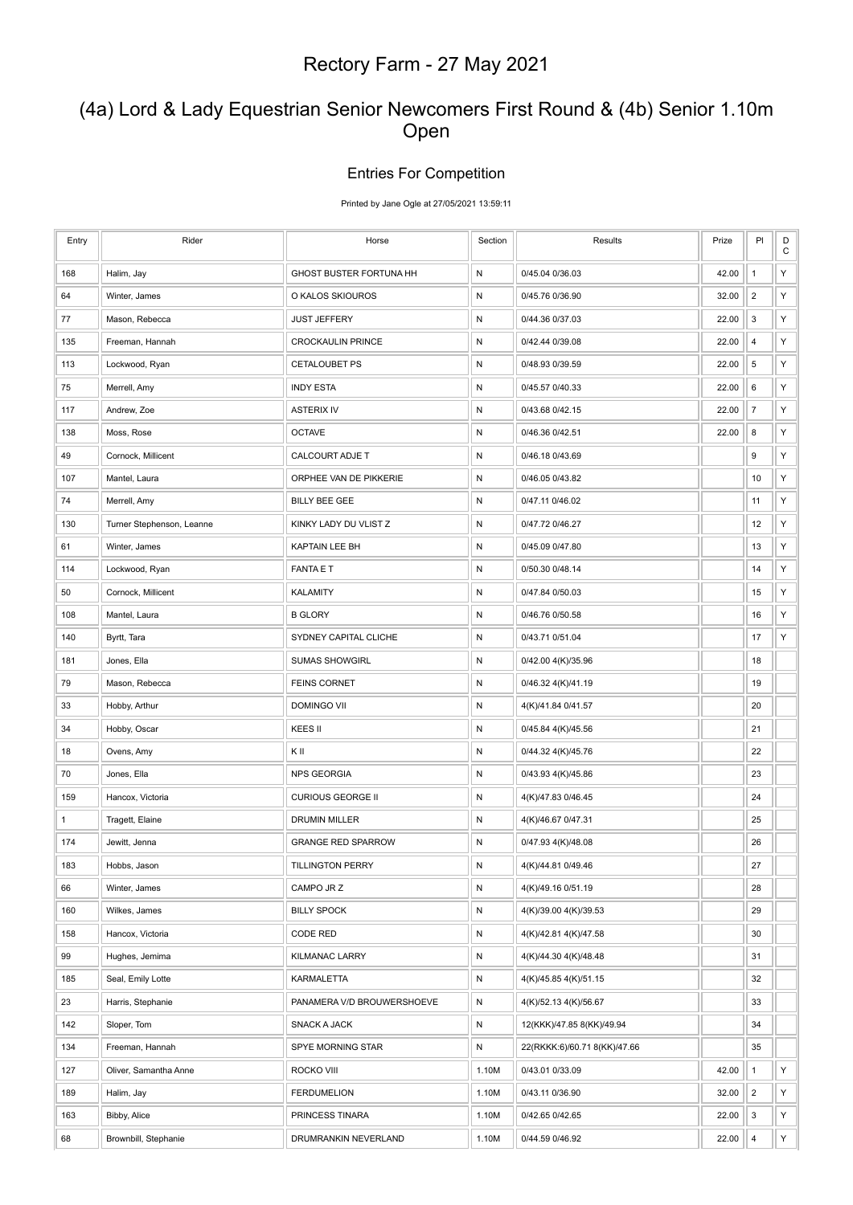# Rectory Farm - 27 May 2021

## (4a) Lord & Lady Equestrian Senior Newcomers First Round & (4b) Senior 1.10m Open

### Entries For Competition

Printed by Jane Ogle at 27/05/2021 13:59:11

| Entry | Rider | Horse | Section | Results | Prize | Pl | DC |
|---|---|---|---|---|---|---|---|
| 168 | Halim, Jay | GHOST BUSTER FORTUNA HH | N | 0/45.04 0/36.03 | 42.00 | 1 | Y |
| 64 | Winter, James | O KALOS SKIOUROS | N | 0/45.76 0/36.90 | 32.00 | 2 | Y |
| 77 | Mason, Rebecca | JUST JEFFERY | N | 0/44.36 0/37.03 | 22.00 | 3 | Y |
| 135 | Freeman, Hannah | CROCKAULIN PRINCE | N | 0/42.44 0/39.08 | 22.00 | 4 | Y |
| 113 | Lockwood, Ryan | CETALOUBET PS | N | 0/48.93 0/39.59 | 22.00 | 5 | Y |
| 75 | Merrell, Amy | INDY ESTA | N | 0/45.57 0/40.33 | 22.00 | 6 | Y |
| 117 | Andrew, Zoe | ASTERIX IV | N | 0/43.68 0/42.15 | 22.00 | 7 | Y |
| 138 | Moss, Rose | OCTAVE | N | 0/46.36 0/42.51 | 22.00 | 8 | Y |
| 49 | Cornock, Millicent | CALCOURT ADJE T | N | 0/46.18 0/43.69 | | 9 | Y |
| 107 | Mantel, Laura | ORPHEE VAN DE PIKKERIE | N | 0/46.05 0/43.82 | | 10 | Y |
| 74 | Merrell, Amy | BILLY BEE GEE | N | 0/47.11 0/46.02 | | 11 | Y |
| 130 | Turner Stephenson, Leanne | KINKY LADY DU VLIST Z | N | 0/47.72 0/46.27 | | 12 | Y |
| 61 | Winter, James | KAPTAIN LEE BH | N | 0/45.09 0/47.80 | | 13 | Y |
| 114 | Lockwood, Ryan | FANTA E T | N | 0/50.30 0/48.14 | | 14 | Y |
| 50 | Cornock, Millicent | KALAMITY | N | 0/47.84 0/50.03 | | 15 | Y |
| 108 | Mantel, Laura | B GLORY | N | 0/46.76 0/50.58 | | 16 | Y |
| 140 | Byrtt, Tara | SYDNEY CAPITAL CLICHE | N | 0/43.71 0/51.04 | | 17 | Y |
| 181 | Jones, Ella | SUMAS SHOWGIRL | N | 0/42.00 4(K)/35.96 | | 18 | |
| 79 | Mason, Rebecca | FEINS CORNET | N | 0/46.32 4(K)/41.19 | | 19 | |
| 33 | Hobby, Arthur | DOMINGO VII | N | 4(K)/41.84 0/41.57 | | 20 | |
| 34 | Hobby, Oscar | KEES II | N | 0/45.84 4(K)/45.56 | | 21 | |
| 18 | Ovens, Amy | K II | N | 0/44.32 4(K)/45.76 | | 22 | |
| 70 | Jones, Ella | NPS GEORGIA | N | 0/43.93 4(K)/45.86 | | 23 | |
| 159 | Hancox, Victoria | CURIOUS GEORGE II | N | 4(K)/47.83 0/46.45 | | 24 | |
| 1 | Tragett, Elaine | DRUMIN MILLER | N | 4(K)/46.67 0/47.31 | | 25 | |
| 174 | Jewitt, Jenna | GRANGE RED SPARROW | N | 0/47.93 4(K)/48.08 | | 26 | |
| 183 | Hobbs, Jason | TILLINGTON PERRY | N | 4(K)/44.81 0/49.46 | | 27 | |
| 66 | Winter, James | CAMPO JR Z | N | 4(K)/49.16 0/51.19 | | 28 | |
| 160 | Wilkes, James | BILLY SPOCK | N | 4(K)/39.00 4(K)/39.53 | | 29 | |
| 158 | Hancox, Victoria | CODE RED | N | 4(K)/42.81 4(K)/47.58 | | 30 | |
| 99 | Hughes, Jemima | KILMANAC LARRY | N | 4(K)/44.30 4(K)/48.48 | | 31 | |
| 185 | Seal, Emily Lotte | KARMALETTA | N | 4(K)/45.85 4(K)/51.15 | | 32 | |
| 23 | Harris, Stephanie | PANAMERA V/D BROUWERSHOEVE | N | 4(K)/52.13 4(K)/56.67 | | 33 | |
| 142 | Sloper, Tom | SNACK A JACK | N | 12(KKK)/47.85 8(KK)/49.94 | | 34 | |
| 134 | Freeman, Hannah | SPYE MORNING STAR | N | 22(RKKK:6)/60.71 8(KK)/47.66 | | 35 | |
| 127 | Oliver, Samantha Anne | ROCKO VIII | 1.10M | 0/43.01 0/33.09 | 42.00 | 1 | Y |
| 189 | Halim, Jay | FERDUMELION | 1.10M | 0/43.11 0/36.90 | 32.00 | 2 | Y |
| 163 | Bibby, Alice | PRINCESS TINARA | 1.10M | 0/42.65 0/42.65 | 22.00 | 3 | Y |
| 68 | Brownbill, Stephanie | DRUMRANKIN NEVERLAND | 1.10M | 0/44.59 0/46.92 | 22.00 | 4 | Y |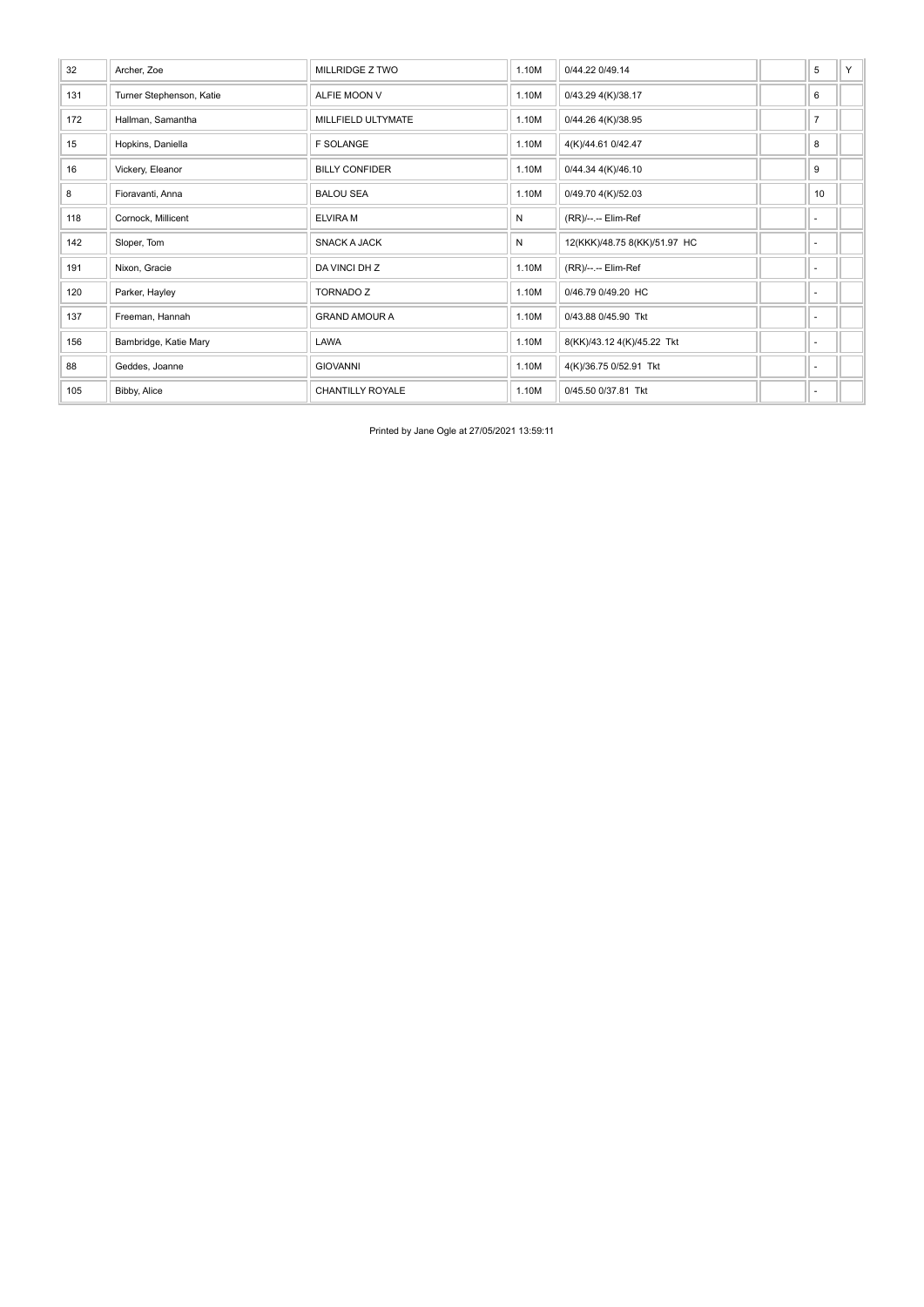| | | | | | | | |
|---|---|---|---|---|---|---|---|
| 32 | Archer, Zoe | MILLRIDGE Z TWO | 1.10M | 0/44.22 0/49.14 | | 5 | Y |
| 131 | Turner Stephenson, Katie | ALFIE MOON V | 1.10M | 0/43.29 4(K)/38.17 | | 6 | |
| 172 | Hallman, Samantha | MILLFIELD ULTYMATE | 1.10M | 0/44.26 4(K)/38.95 | | 7 | |
| 15 | Hopkins, Daniella | F SOLANGE | 1.10M | 4(K)/44.61 0/42.47 | | 8 | |
| 16 | Vickery, Eleanor | BILLY CONFIDER | 1.10M | 0/44.34 4(K)/46.10 | | 9 | |
| 8 | Fioravanti, Anna | BALOU SEA | 1.10M | 0/49.70 4(K)/52.03 | | 10 | |
| 118 | Cornock, Millicent | ELVIRA M | N | (RR)/--.-- Elim-Ref | | - | |
| 142 | Sloper, Tom | SNACK A JACK | N | 12(KKK)/48.75 8(KK)/51.97 HC | | - | |
| 191 | Nixon, Gracie | DA VINCI DH Z | 1.10M | (RR)/--.-- Elim-Ref | | - | |
| 120 | Parker, Hayley | TORNADO Z | 1.10M | 0/46.79 0/49.20 HC | | - | |
| 137 | Freeman, Hannah | GRAND AMOUR A | 1.10M | 0/43.88 0/45.90 Tkt | | - | |
| 156 | Bambridge, Katie Mary | LAWA | 1.10M | 8(KK)/43.12 4(K)/45.22 Tkt | | - | |
| 88 | Geddes, Joanne | GIOVANNI | 1.10M | 4(K)/36.75 0/52.91 Tkt | | - | |
| 105 | Bibby, Alice | CHANTILLY ROYALE | 1.10M | 0/45.50 0/37.81 Tkt | | - | |

Printed by Jane Ogle at 27/05/2021 13:59:11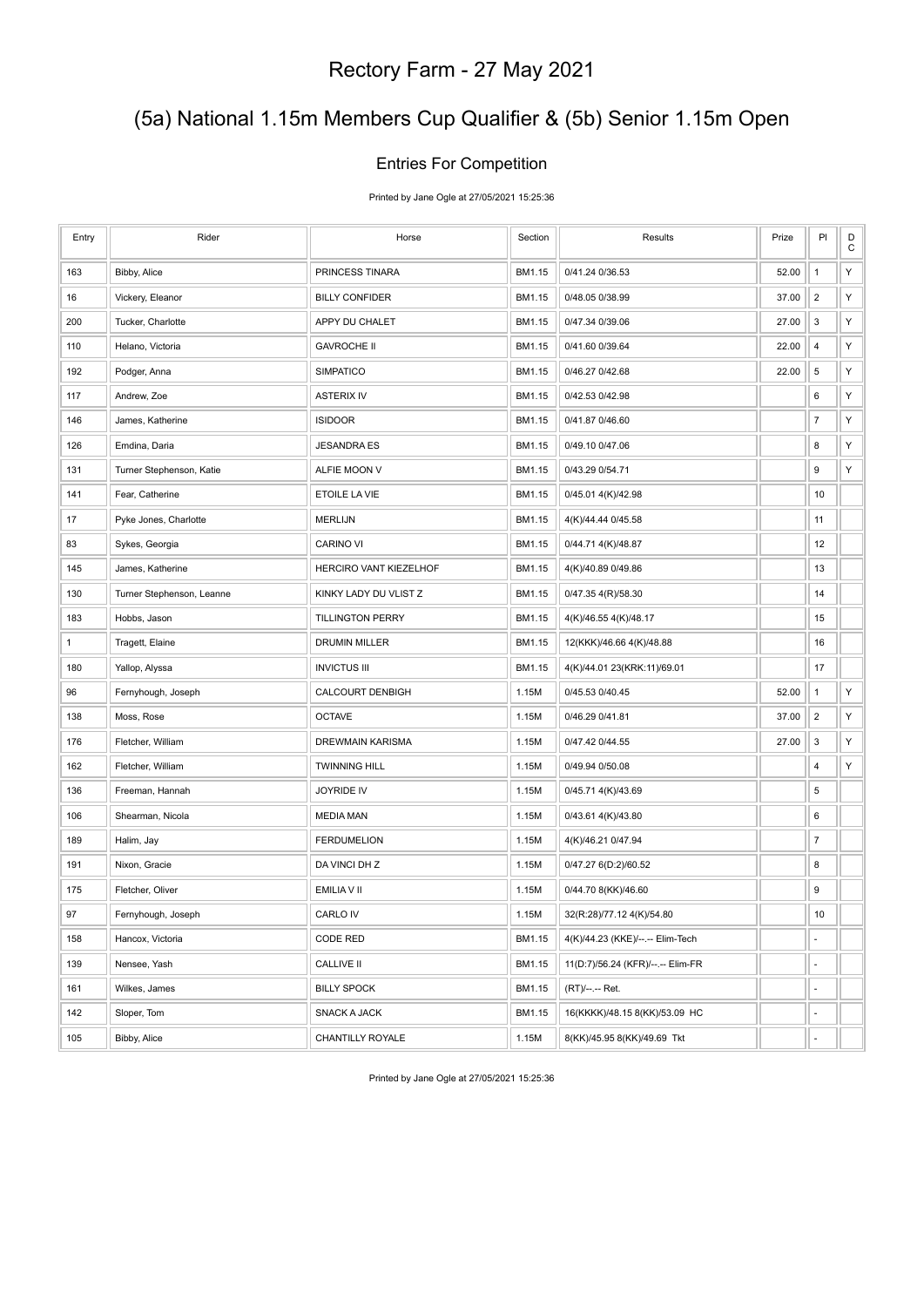# Rectory Farm - 27 May 2021

## (5a) National 1.15m Members Cup Qualifier & (5b) Senior 1.15m Open

### Entries For Competition

Printed by Jane Ogle at 27/05/2021 15:25:36

| Entry | Rider | Horse | Section | Results | Prize | Pl | DC |
|---|---|---|---|---|---|---|---|
| 163 | Bibby, Alice | PRINCESS TINARA | BM1.15 | 0/41.24 0/36.53 | 52.00 | 1 | Y |
| 16 | Vickery, Eleanor | BILLY CONFIDER | BM1.15 | 0/48.05 0/38.99 | 37.00 | 2 | Y |
| 200 | Tucker, Charlotte | APPY DU CHALET | BM1.15 | 0/47.34 0/39.06 | 27.00 | 3 | Y |
| 110 | Helano, Victoria | GAVROCHE II | BM1.15 | 0/41.60 0/39.64 | 22.00 | 4 | Y |
| 192 | Podger, Anna | SIMPATICO | BM1.15 | 0/46.27 0/42.68 | 22.00 | 5 | Y |
| 117 | Andrew, Zoe | ASTERIX IV | BM1.15 | 0/42.53 0/42.98 | | 6 | Y |
| 146 | James, Katherine | ISIDOOR | BM1.15 | 0/41.87 0/46.60 | | 7 | Y |
| 126 | Emdina, Daria | JESANDRA ES | BM1.15 | 0/49.10 0/47.06 | | 8 | Y |
| 131 | Turner Stephenson, Katie | ALFIE MOON V | BM1.15 | 0/43.29 0/54.71 | | 9 | Y |
| 141 | Fear, Catherine | ETOILE LA VIE | BM1.15 | 0/45.01 4(K)/42.98 | | 10 | |
| 17 | Pyke Jones, Charlotte | MERLIJN | BM1.15 | 4(K)/44.44 0/45.58 | | 11 | |
| 83 | Sykes, Georgia | CARINO VI | BM1.15 | 0/44.71 4(K)/48.87 | | 12 | |
| 145 | James, Katherine | HERCIRO VANT KIEZELHOF | BM1.15 | 4(K)/40.89 0/49.86 | | 13 | |
| 130 | Turner Stephenson, Leanne | KINKY LADY DU VLIST Z | BM1.15 | 0/47.35 4(R)/58.30 | | 14 | |
| 183 | Hobbs, Jason | TILLINGTON PERRY | BM1.15 | 4(K)/46.55 4(K)/48.17 | | 15 | |
| 1 | Tragett, Elaine | DRUMIN MILLER | BM1.15 | 12(KKK)/46.66 4(K)/48.88 | | 16 | |
| 180 | Yallop, Alyssa | INVICTUS III | BM1.15 | 4(K)/44.01 23(KRK:11)/69.01 | | 17 | |
| 96 | Fernyhough, Joseph | CALCOURT DENBIGH | 1.15M | 0/45.53 0/40.45 | 52.00 | 1 | Y |
| 138 | Moss, Rose | OCTAVE | 1.15M | 0/46.29 0/41.81 | 37.00 | 2 | Y |
| 176 | Fletcher, William | DREWMAIN KARISMA | 1.15M | 0/47.42 0/44.55 | 27.00 | 3 | Y |
| 162 | Fletcher, William | TWINNING HILL | 1.15M | 0/49.94 0/50.08 | | 4 | Y |
| 136 | Freeman, Hannah | JOYRIDE IV | 1.15M | 0/45.71 4(K)/43.69 | | 5 | |
| 106 | Shearman, Nicola | MEDIA MAN | 1.15M | 0/43.61 4(K)/43.80 | | 6 | |
| 189 | Halim, Jay | FERDUMELION | 1.15M | 4(K)/46.21 0/47.94 | | 7 | |
| 191 | Nixon, Gracie | DA VINCI DH Z | 1.15M | 0/47.27 6(D:2)/60.52 | | 8 | |
| 175 | Fletcher, Oliver | EMILIA V II | 1.15M | 0/44.70 8(KK)/46.60 | | 9 | |
| 97 | Fernyhough, Joseph | CARLO IV | 1.15M | 32(R:28)/77.12 4(K)/54.80 | | 10 | |
| 158 | Hancox, Victoria | CODE RED | BM1.15 | 4(K)/44.23 (KKE)/--.-- Elim-Tech | | - | |
| 139 | Nensee, Yash | CALLIVE II | BM1.15 | 11(D:7)/56.24 (KFR)/--.-- Elim-FR | | - | |
| 161 | Wilkes, James | BILLY SPOCK | BM1.15 | (RT)/--.-- Ret. | | - | |
| 142 | Sloper, Tom | SNACK A JACK | BM1.15 | 16(KKKK)/48.15 8(KK)/53.09 HC | | - | |
| 105 | Bibby, Alice | CHANTILLY ROYALE | 1.15M | 8(KK)/45.95 8(KK)/49.69 Tkt | | - | |

Printed by Jane Ogle at 27/05/2021 15:25:36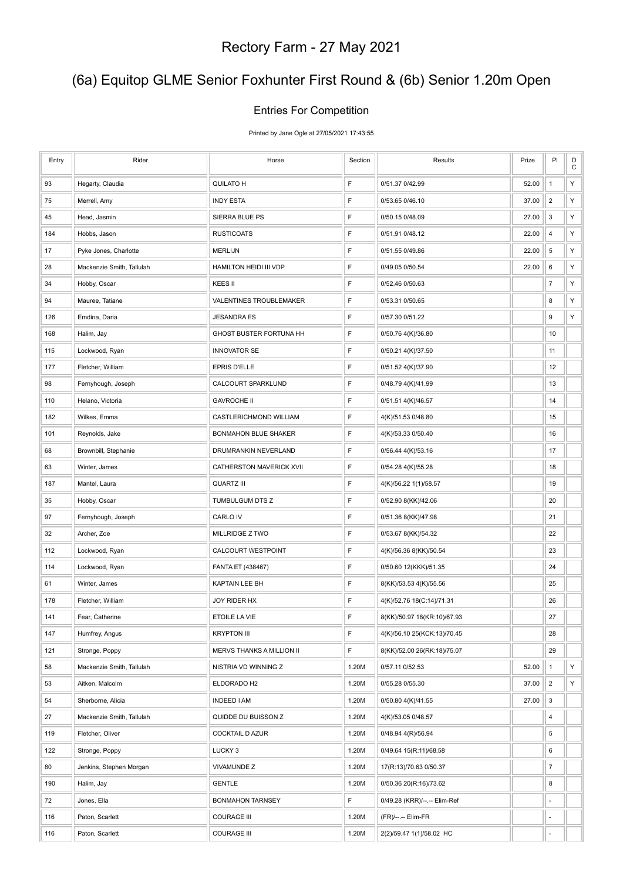# Rectory Farm - 27 May 2021

## (6a) Equitop GLME Senior Foxhunter First Round & (6b) Senior 1.20m Open

### Entries For Competition

Printed by Jane Ogle at 27/05/2021 17:43:55

| Entry | Rider | Horse | Section | Results | Prize | Pl | D C |
|---|---|---|---|---|---|---|---|
| 93 | Hegarty, Claudia | QUILATO H | F | 0/51.37 0/42.99 | 52.00 | 1 | Y |
| 75 | Merrell, Amy | INDY ESTA | F | 0/53.65 0/46.10 | 37.00 | 2 | Y |
| 45 | Head, Jasmin | SIERRA BLUE PS | F | 0/50.15 0/48.09 | 27.00 | 3 | Y |
| 184 | Hobbs, Jason | RUSTICOATS | F | 0/51.91 0/48.12 | 22.00 | 4 | Y |
| 17 | Pyke Jones, Charlotte | MERLIJN | F | 0/51.55 0/49.86 | 22.00 | 5 | Y |
| 28 | Mackenzie Smith, Tallulah | HAMILTON HEIDI III VDP | F | 0/49.05 0/50.54 | 22.00 | 6 | Y |
| 34 | Hobby, Oscar | KEES II | F | 0/52.46 0/50.63 | | 7 | Y |
| 94 | Mauree, Tatiane | VALENTINES TROUBLEMAKER | F | 0/53.31 0/50.65 | | 8 | Y |
| 126 | Emdina, Daria | JESANDRA ES | F | 0/57.30 0/51.22 | | 9 | Y |
| 168 | Halim, Jay | GHOST BUSTER FORTUNA HH | F | 0/50.76 4(K)/36.80 | | 10 | |
| 115 | Lockwood, Ryan | INNOVATOR SE | F | 0/50.21 4(K)/37.50 | | 11 | |
| 177 | Fletcher, William | EPRIS D'ELLE | F | 0/51.52 4(K)/37.90 | | 12 | |
| 98 | Fernyhough, Joseph | CALCOURT SPARKLUND | F | 0/48.79 4(K)/41.99 | | 13 | |
| 110 | Helano, Victoria | GAVROCHE II | F | 0/51.51 4(K)/46.57 | | 14 | |
| 182 | Wilkes, Emma | CASTLERICHMOND WILLIAM | F | 4(K)/51.53 0/48.80 | | 15 | |
| 101 | Reynolds, Jake | BONMAHON BLUE SHAKER | F | 4(K)/53.33 0/50.40 | | 16 | |
| 68 | Brownbill, Stephanie | DRUMRANKIN NEVERLAND | F | 0/56.44 4(K)/53.16 | | 17 | |
| 63 | Winter, James | CATHERSTON MAVERICK XVII | F | 0/54.28 4(K)/55.28 | | 18 | |
| 187 | Mantel, Laura | QUARTZ III | F | 4(K)/56.22 1(1)/58.57 | | 19 | |
| 35 | Hobby, Oscar | TUMBULGUM DTS Z | F | 0/52.90 8(KK)/42.06 | | 20 | |
| 97 | Fernyhough, Joseph | CARLO IV | F | 0/51.36 8(KK)/47.98 | | 21 | |
| 32 | Archer, Zoe | MILLRIDGE Z TWO | F | 0/53.67 8(KK)/54.32 | | 22 | |
| 112 | Lockwood, Ryan | CALCOURT WESTPOINT | F | 4(K)/56.36 8(KK)/50.54 | | 23 | |
| 114 | Lockwood, Ryan | FANTA ET (438467) | F | 0/50.60 12(KKK)/51.35 | | 24 | |
| 61 | Winter, James | KAPTAIN LEE BH | F | 8(KK)/53.53 4(K)/55.56 | | 25 | |
| 178 | Fletcher, William | JOY RIDER HX | F | 4(K)/52.76 18(C:14)/71.31 | | 26 | |
| 141 | Fear, Catherine | ETOILE LA VIE | F | 8(KK)/50.97 18(KR:10)/67.93 | | 27 | |
| 147 | Humfrey, Angus | KRYPTON III | F | 4(K)/56.10 25(KCK:13)/70.45 | | 28 | |
| 121 | Stronge, Poppy | MERVS THANKS A MILLION II | F | 8(KK)/52.00 26(RK:18)/75.07 | | 29 | |
| 58 | Mackenzie Smith, Tallulah | NISTRIA VD WINNING Z | 1.20M | 0/57.11 0/52.53 | 52.00 | 1 | Y |
| 53 | Aitken, Malcolm | ELDORADO H2 | 1.20M | 0/55.28 0/55.30 | 37.00 | 2 | Y |
| 54 | Sherborne, Alicia | INDEED I AM | 1.20M | 0/50.80 4(K)/41.55 | 27.00 | 3 | |
| 27 | Mackenzie Smith, Tallulah | QUIDDE DU BUISSON Z | 1.20M | 4(K)/53.05 0/48.57 | | 4 | |
| 119 | Fletcher, Oliver | COCKTAIL D AZUR | 1.20M | 0/48.94 4(R)/56.94 | | 5 | |
| 122 | Stronge, Poppy | LUCKY 3 | 1.20M | 0/49.64 15(R:11)/68.58 | | 6 | |
| 80 | Jenkins, Stephen Morgan | VIVAMUNDE Z | 1.20M | 17(R:13)/70.63 0/50.37 | | 7 | |
| 190 | Halim, Jay | GENTLE | 1.20M | 0/50.36 20(R:16)/73.62 | | 8 | |
| 72 | Jones, Ella | BONMAHON TARNSEY | F | 0/49.28 (KRR)/--.-- Elim-Ref | | - | |
| 116 | Paton, Scarlett | COURAGE III | 1.20M | (FR)/--.-- Elim-FR | | - | |
| 116 | Paton, Scarlett | COURAGE III | 1.20M | 2(2)/59.47 1(1)/58.02 HC | | - | |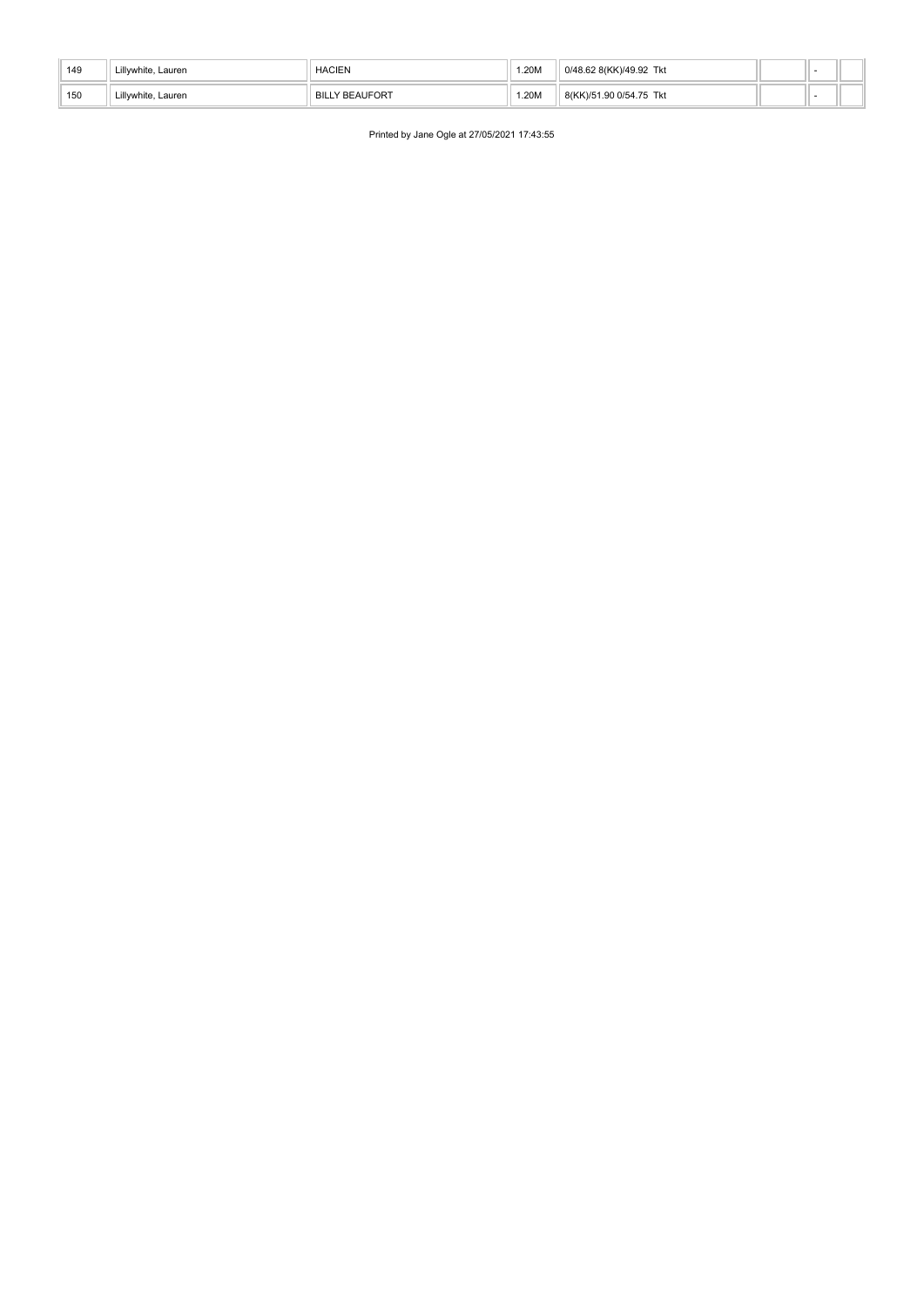| | | | | | | | |
|---|---|---|---|---|---|---|---|
| 149 | Lillywhite, Lauren | HACIEN | 1.20M | 0/48.62 8(KK)/49.92 Tkt | | - | |
| 150 | Lillywhite, Lauren | BILLY BEAUFORT | 1.20M | 8(KK)/51.90 0/54.75 Tkt | | - | |

Printed by Jane Ogle at 27/05/2021 17:43:55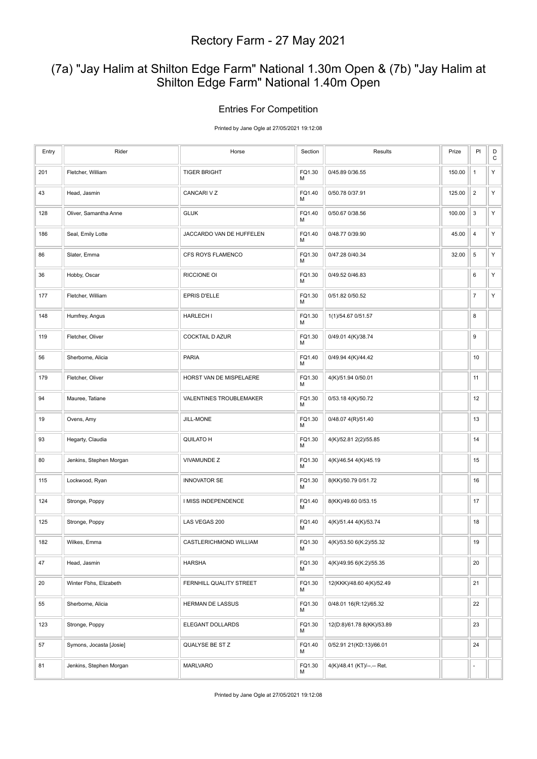# Rectory Farm - 27 May 2021

## (7a) "Jay Halim at Shilton Edge Farm" National 1.30m Open & (7b) "Jay Halim at Shilton Edge Farm" National 1.40m Open

### Entries For Competition

Printed by Jane Ogle at 27/05/2021 19:12:08

| Entry | Rider | Horse | Section | Results | Prize | Pl | DC |
|---|---|---|---|---|---|---|---|
| 201 | Fletcher, William | TIGER BRIGHT | FQ1.30M | 0/45.89 0/36.55 | 150.00 | 1 | Y |
| 43 | Head, Jasmin | CANCARI V Z | FQ1.40M | 0/50.78 0/37.91 | 125.00 | 2 | Y |
| 128 | Oliver, Samantha Anne | GLUK | FQ1.40M | 0/50.67 0/38.56 | 100.00 | 3 | Y |
| 186 | Seal, Emily Lotte | JACCARDO VAN DE HUFFELEN | FQ1.40M | 0/48.77 0/39.90 | 45.00 | 4 | Y |
| 86 | Slater, Emma | CFS ROYS FLAMENCO | FQ1.30M | 0/47.28 0/40.34 | 32.00 | 5 | Y |
| 36 | Hobby, Oscar | RICCIONE OI | FQ1.30M | 0/49.52 0/46.83 | | 6 | Y |
| 177 | Fletcher, William | EPRIS D'ELLE | FQ1.30M | 0/51.82 0/50.52 | | 7 | Y |
| 148 | Humfrey, Angus | HARLECH I | FQ1.30M | 1(1)/54.67 0/51.57 | | 8 | |
| 119 | Fletcher, Oliver | COCKTAIL D AZUR | FQ1.30M | 0/49.01 4(K)/38.74 | | 9 | |
| 56 | Sherborne, Alicia | PARIA | FQ1.40M | 0/49.94 4(K)/44.42 | | 10 | |
| 179 | Fletcher, Oliver | HORST VAN DE MISPELAERE | FQ1.30M | 4(K)/51.94 0/50.01 | | 11 | |
| 94 | Mauree, Tatiane | VALENTINES TROUBLEMAKER | FQ1.30M | 0/53.18 4(K)/50.72 | | 12 | |
| 19 | Ovens, Amy | JILL-MONE | FQ1.30M | 0/48.07 4(R)/51.40 | | 13 | |
| 93 | Hegarty, Claudia | QUILATO H | FQ1.30M | 4(K)/52.81 2(2)/55.85 | | 14 | |
| 80 | Jenkins, Stephen Morgan | VIVAMUNDE Z | FQ1.30M | 4(K)/46.54 4(K)/45.19 | | 15 | |
| 115 | Lockwood, Ryan | INNOVATOR SE | FQ1.30M | 8(KK)/50.79 0/51.72 | | 16 | |
| 124 | Stronge, Poppy | I MISS INDEPENDENCE | FQ1.40M | 8(KK)/49.60 0/53.15 | | 17 | |
| 125 | Stronge, Poppy | LAS VEGAS 200 | FQ1.40M | 4(K)/51.44 4(K)/53.74 | | 18 | |
| 182 | Wilkes, Emma | CASTLERICHMOND WILLIAM | FQ1.30M | 4(K)/53.50 6(K:2)/55.32 | | 19 | |
| 47 | Head, Jasmin | HARSHA | FQ1.30M | 4(K)/49.95 6(K:2)/55.35 | | 20 | |
| 20 | Winter Fbhs, Elizabeth | FERNHILL QUALITY STREET | FQ1.30M | 12(KKK)/48.60 4(K)/52.49 | | 21 | |
| 55 | Sherborne, Alicia | HERMAN DE LASSUS | FQ1.30M | 0/48.01 16(R:12)/65.32 | | 22 | |
| 123 | Stronge, Poppy | ELEGANT DOLLARDS | FQ1.30M | 12(D:8)/61.78 8(KK)/53.89 | | 23 | |
| 57 | Symons, Jocasta [Josie] | QUALYSE BE ST Z | FQ1.40M | 0/52.91 21(KD:13)/66.01 | | 24 | |
| 81 | Jenkins, Stephen Morgan | MARLVARO | FQ1.30M | 4(K)/48.41 (KT)/--.-- Ret. | | - | |